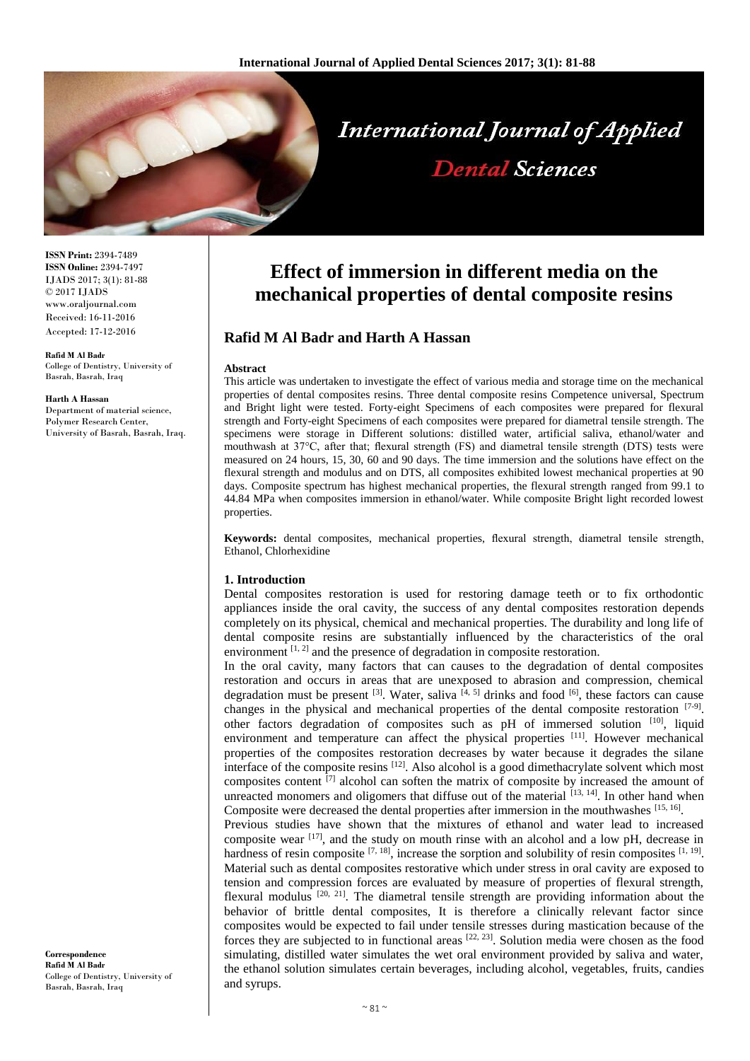# Effect of immersion in different media on the mechanical properties of dental composite resins

## Rafid M Al Badr and Harth A Hassan

**ISSN Print:** 2394-7489
**ISSN Online:** 2394-7497
IJADS 2017; 3(1): 81-88
© 2017 IJADS
www.oraljournal.com
Received: 16-11-2016
Accepted: 17-12-2016

**Rafid M Al Badr**
College of Dentistry, University of Basrah, Basrah, Iraq

**Harth A Hassan**
Department of material science, Polymer Research Center, University of Basrah, Basrah, Iraq.

**Correspondence**
**Rafid M Al Badr**
College of Dentistry, University of Basrah, Basrah, Iraq

**Abstract**

This article was undertaken to investigate the effect of various media and storage time on the mechanical properties of dental composites resins. Three dental composite resins Competence universal, Spectrum and Bright light were tested. Forty-eight Specimens of each composites were prepared for flexural strength and Forty-eight Specimens of each composites were prepared for diametral tensile strength. The specimens were storage in Different solutions: distilled water, artificial saliva, ethanol/water and mouthwash at 37°C, after that; flexural strength (FS) and diametral tensile strength (DTS) tests were measured on 24 hours, 15, 30, 60 and 90 days. The time immersion and the solutions have effect on the flexural strength and modulus and on DTS, all composites exhibited lowest mechanical properties at 90 days. Composite spectrum has highest mechanical properties, the flexural strength ranged from 99.1 to 44.84 MPa when composites immersion in ethanol/water. While composite Bright light recorded lowest properties.

**Keywords:** dental composites, mechanical properties, flexural strength, diametral tensile strength, Ethanol, Chlorhexidine

### 1. Introduction

Dental composites restoration is used for restoring damage teeth or to fix orthodontic appliances inside the oral cavity, the success of any dental composites restoration depends completely on its physical, chemical and mechanical properties. The durability and long life of dental composite resins are substantially influenced by the characteristics of the oral environment [1, 2] and the presence of degradation in composite restoration.

In the oral cavity, many factors that can causes to the degradation of dental composites restoration and occurs in areas that are unexposed to abrasion and compression, chemical degradation must be present [3]. Water, saliva [4, 5] drinks and food [6], these factors can cause changes in the physical and mechanical properties of the dental composite restoration [7-9]. other factors degradation of composites such as pH of immersed solution [10], liquid environment and temperature can affect the physical properties [11]. However mechanical properties of the composites restoration decreases by water because it degrades the silane interface of the composite resins [12]. Also alcohol is a good dimethacrylate solvent which most composites content [7] alcohol can soften the matrix of composite by increased the amount of unreacted monomers and oligomers that diffuse out of the material [13, 14]. In other hand when Composite were decreased the dental properties after immersion in the mouthwashes [15, 16].

Previous studies have shown that the mixtures of ethanol and water lead to increased composite wear [17], and the study on mouth rinse with an alcohol and a low pH, decrease in hardness of resin composite [7, 18], increase the sorption and solubility of resin composites [1, 19]. Material such as dental composites restorative which under stress in oral cavity are exposed to tension and compression forces are evaluated by measure of properties of flexural strength, flexural modulus [20, 21]. The diametral tensile strength are providing information about the behavior of brittle dental composites, It is therefore a clinically relevant factor since composites would be expected to fail under tensile stresses during mastication because of the forces they are subjected to in functional areas [22, 23]. Solution media were chosen as the food simulating, distilled water simulates the wet oral environment provided by saliva and water, the ethanol solution simulates certain beverages, including alcohol, vegetables, fruits, candies and syrups.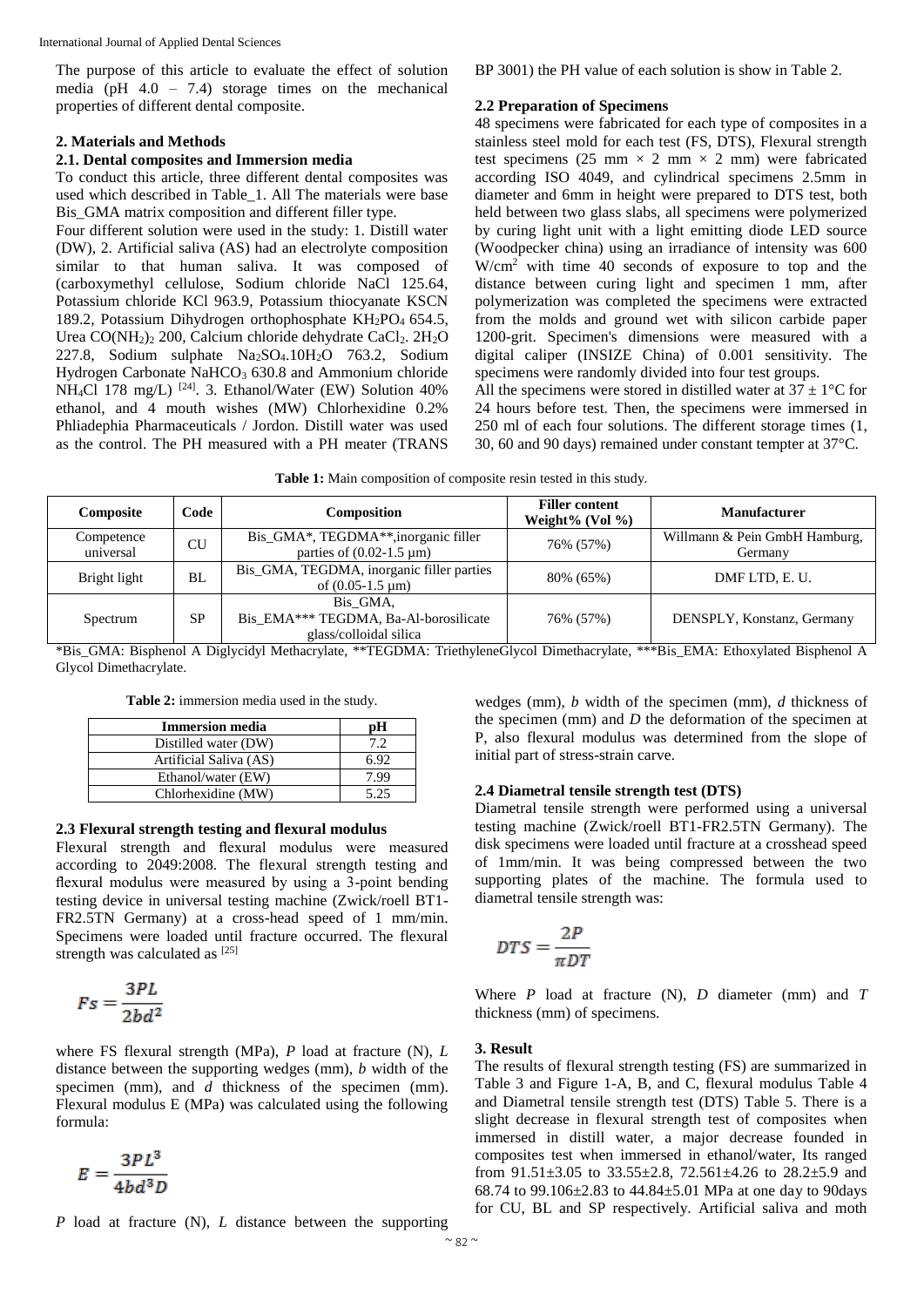The purpose of this article to evaluate the effect of solution media (pH 4.0 – 7.4) storage times on the mechanical properties of different dental composite.

## 2. Materials and Methods

### 2.1. Dental composites and Immersion media

To conduct this article, three different dental composites was used which described in Table_1. All The materials were base Bis_GMA matrix composition and different filler type.

Four different solution were used in the study: 1. Distill water (DW), 2. Artificial saliva (AS) had an electrolyte composition similar to that human saliva. It was composed of (carboxymethyl cellulose, Sodium chloride NaCl 125.64, Potassium chloride KCl 963.9, Potassium thiocyanate KSCN 189.2, Potassium Dihydrogen orthophosphate $KH_2PO_4$ 654.5, Urea $CO(NH_2)_2$ 200, Calcium chloride dehydrate $CaCl_2$. $2H_2O$ 227.8, Sodium sulphate $Na_2SO_4.10H_2O$ 763.2, Sodium Hydrogen Carbonate $NaHCO_3$ 630.8 and Ammonium chloride $NH_4Cl$ 178 mg/L) [24]. 3. Ethanol/Water (EW) Solution 40% ethanol, and 4 mouth wishes (MW) Chlorhexidine 0.2% Phliadephia Pharmaceuticals / Jordon. Distill water was used as the control. The PH measured with a PH meater (TRANS BP 3001) the PH value of each solution is show in Table 2.

### 2.2 Preparation of Specimens

48 specimens were fabricated for each type of composites in a stainless steel mold for each test (FS, DTS), Flexural strength test specimens (25 mm × 2 mm × 2 mm) were fabricated according ISO 4049, and cylindrical specimens 2.5mm in diameter and 6mm in height were prepared to DTS test, both held between two glass slabs, all specimens were polymerized by curing light unit with a light emitting diode LED source (Woodpecker china) using an irradiance of intensity was 600 $W/cm^2$ with time 40 seconds of exposure to top and the distance between curing light and specimen 1 mm, after polymerization was completed the specimens were extracted from the molds and ground wet with silicon carbide paper 1200-grit. Specimen's dimensions were measured with a digital caliper (INSIZE China) of 0.001 sensitivity. The specimens were randomly divided into four test groups.

All the specimens were stored in distilled water at 37 ± 1°C for 24 hours before test. Then, the specimens were immersed in 250 ml of each four solutions. The different storage times (1, 30, 60 and 90 days) remained under constant tempter at 37°C.

**Table 1:** Main composition of composite resin tested in this study.

| Composite | Code | Composition | Filler content Weight% (Vol %) | Manufacturer |
|---|---|---|---|---|
| Competence universal | CU | Bis_GMA*, TEGDMA**,inorganic filler parties of (0.02-1.5 μm) | 76% (57%) | Willmann & Pein GmbH Hamburg, Germany |
| Bright light | BL | Bis_GMA, TEGDMA, inorganic filler parties of (0.05-1.5 μm) | 80% (65%) | DMF LTD, E. U. |
| Spectrum | SP | Bis_GMA, Bis_EMA*** TEGDMA, Ba-Al-borosilicate glass/colloidal silica | 76% (57%) | DENSPLY, Konstanz, Germany |

*Bis_GMA: Bisphenol A Diglycidyl Methacrylate, **TEGDMA: TriethyleneGlycol Dimethacrylate, ***Bis_EMA: Ethoxylated Bisphenol A Glycol Dimethacrylate.

**Table 2:** immersion media used in the study.

| Immersion media | pH |
|---|---|
| Distilled water (DW) | 7.2 |
| Artificial Saliva (AS) | 6.92 |
| Ethanol/water (EW) | 7.99 |
| Chlorhexidine (MW) | 5.25 |

### 2.3 Flexural strength testing and flexural modulus

Flexural strength and flexural modulus were measured according to 2049:2008. The flexural strength testing and flexural modulus were measured by using a 3-point bending testing device in universal testing machine (Zwick/roell BT1-FR2.5TN Germany) at a cross-head speed of 1 mm/min. Specimens were loaded until fracture occurred. The flexural strength was calculated as [25]

$$Fs = \frac{3PL}{2bd^2}$$

where FS flexural strength (MPa), *P* load at fracture (N), *L* distance between the supporting wedges (mm), *b* width of the specimen (mm), and *d* thickness of the specimen (mm). Flexural modulus E (MPa) was calculated using the following formula:

$$E = \frac{3PL^3}{4bd^3D}$$

*P* load at fracture (N), *L* distance between the supporting wedges (mm), *b* width of the specimen (mm), *d* thickness of the specimen (mm) and *D* the deformation of the specimen at P, also flexural modulus was determined from the slope of initial part of stress-strain carve.

### 2.4 Diametral tensile strength test (DTS)

Diametral tensile strength were performed using a universal testing machine (Zwick/roell BT1-FR2.5TN Germany). The disk specimens were loaded until fracture at a crosshead speed of 1mm/min. It was being compressed between the two supporting plates of the machine. The formula used to diametral tensile strength was:

$$DTS = \frac{2P}{\pi DT}$$

Where *P* load at fracture (N), *D* diameter (mm) and *T* thickness (mm) of specimens.

## 3. Result

The results of flexural strength testing (FS) are summarized in Table 3 and Figure 1-A, B, and C, flexural modulus Table 4 and Diametral tensile strength test (DTS) Table 5. There is a slight decrease in flexural strength test of composites when immersed in distill water, a major decrease founded in composites test when immersed in ethanol/water, Its ranged from 91.51±3.05 to 33.55±2.8, 72.561±4.26 to 28.2±5.9 and 68.74 to 99.106±2.83 to 44.84±5.01 MPa at one day to 90days for CU, BL and SP respectively. Artificial saliva and moth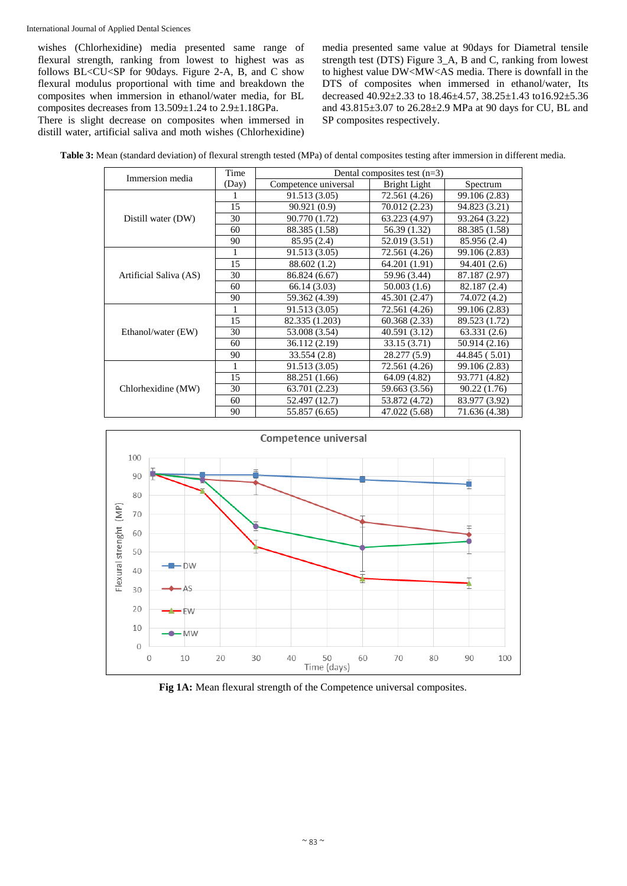wishes (Chlorhexidine) media presented same range of flexural strength, ranking from lowest to highest was as follows BL<CU<SP for 90days. Figure 2-A, B, and C show flexural modulus proportional with time and breakdown the composites when immersion in ethanol/water media, for BL composites decreases from 13.509±1.24 to 2.9±1.18GPa.

There is slight decrease on composites when immersed in distill water, artificial saliva and moth wishes (Chlorhexidine) media presented same value at 90days for Diametral tensile strength test (DTS) Figure 3_A, B and C, ranking from lowest to highest value DW<MW<AS media. There is downfall in the DTS of composites when immersed in ethanol/water, Its decreased 40.92±2.33 to 18.46±4.57, 38.25±1.43 to16.92±5.36 and 43.815±3.07 to 26.28±2.9 MPa at 90 days for CU, BL and SP composites respectively.

**Table 3:** Mean (standard deviation) of flexural strength tested (MPa) of dental composites testing after immersion in different media.

| Immersion media | Time (Day) | Dental composites test (n=3) | | |
|---|---|---|---|---|
| | | Competence universal | Bright Light | Spectrum |
| Distill water (DW) | 1 | 91.513 (3.05) | 72.561 (4.26) | 99.106 (2.83) |
| | 15 | 90.921 (0.9) | 70.012 (2.23) | 94.823 (3.21) |
| | 30 | 90.770 (1.72) | 63.223 (4.97) | 93.264 (3.22) |
| | 60 | 88.385 (1.58) | 56.39 (1.32) | 88.385 (1.58) |
| | 90 | 85.95 (2.4) | 52.019 (3.51) | 85.956 (2.4) |
| Artificial Saliva (AS) | 1 | 91.513 (3.05) | 72.561 (4.26) | 99.106 (2.83) |
| | 15 | 88.602 (1.2) | 64.201 (1.91) | 94.401 (2.6) |
| | 30 | 86.824 (6.67) | 59.96 (3.44) | 87.187 (2.97) |
| | 60 | 66.14 (3.03) | 50.003 (1.6) | 82.187 (2.4) |
| | 90 | 59.362 (4.39) | 45.301 (2.47) | 74.072 (4.2) |
| Ethanol/water (EW) | 1 | 91.513 (3.05) | 72.561 (4.26) | 99.106 (2.83) |
| | 15 | 82.335 (1.203) | 60.368 (2.33) | 89.523 (1.72) |
| | 30 | 53.008 (3.54) | 40.591 (3.12) | 63.331 (2.6) |
| | 60 | 36.112 (2.19) | 33.15 (3.71) | 50.914 (2.16) |
| | 90 | 33.554 (2.8) | 28.277 (5.9) | 44.845 ( 5.01) |
| Chlorhexidine (MW) | 1 | 91.513 (3.05) | 72.561 (4.26) | 99.106 (2.83) |
| | 15 | 88.251 (1.66) | 64.09 (4.82) | 93.771 (4.82) |
| | 30 | 63.701 (2.23) | 59.663 (3.56) | 90.22 (1.76) |
| | 60 | 52.497 (12.7) | 53.872 (4.72) | 83.977 (3.92) |
| | 90 | 55.857 (6.65) | 47.022 (5.68) | 71.636 (4.38) |

**Fig 1A:** Mean flexural strength of the Competence universal composites.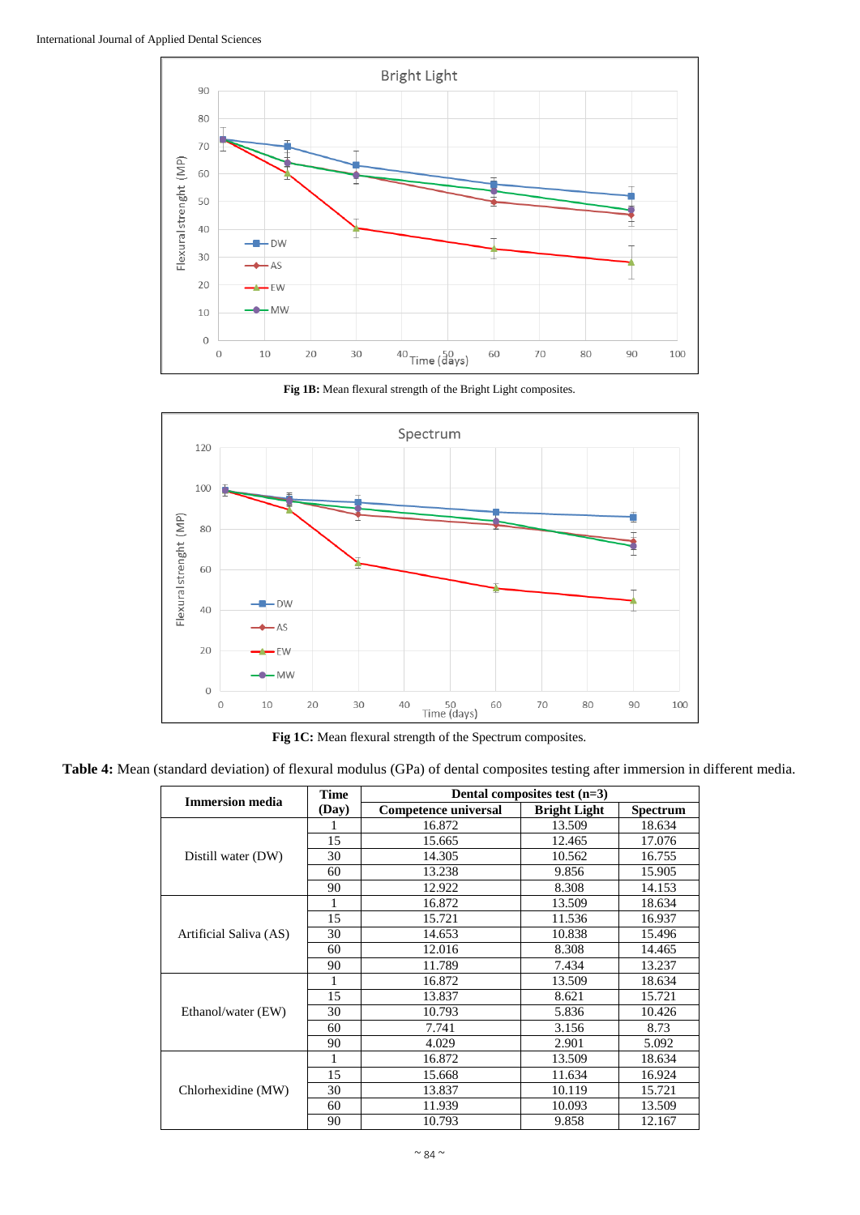**Fig 1B:** Mean flexural strength of the Bright Light composites.

**Fig 1C:** Mean flexural strength of the Spectrum composites.

**Table 4:** Mean (standard deviation) of flexural modulus (GPa) of dental composites testing after immersion in different media.

| Immersion media | Time (Day) | Dental composites test (n=3) | | |
|---|---|---|---|---|
| | | Competence universal | Bright Light | Spectrum |
| Distill water (DW) | 1 | 16.872 | 13.509 | 18.634 |
| | 15 | 15.665 | 12.465 | 17.076 |
| | 30 | 14.305 | 10.562 | 16.755 |
| | 60 | 13.238 | 9.856 | 15.905 |
| | 90 | 12.922 | 8.308 | 14.153 |
| Artificial Saliva (AS) | 1 | 16.872 | 13.509 | 18.634 |
| | 15 | 15.721 | 11.536 | 16.937 |
| | 30 | 14.653 | 10.838 | 15.496 |
| | 60 | 12.016 | 8.308 | 14.465 |
| | 90 | 11.789 | 7.434 | 13.237 |
| Ethanol/water (EW) | 1 | 16.872 | 13.509 | 18.634 |
| | 15 | 13.837 | 8.621 | 15.721 |
| | 30 | 10.793 | 5.836 | 10.426 |
| | 60 | 7.741 | 3.156 | 8.73 |
| | 90 | 4.029 | 2.901 | 5.092 |
| Chlorhexidine (MW) | 1 | 16.872 | 13.509 | 18.634 |
| | 15 | 15.668 | 11.634 | 16.924 |
| | 30 | 13.837 | 10.119 | 15.721 |
| | 60 | 11.939 | 10.093 | 13.509 |
| | 90 | 10.793 | 9.858 | 12.167 |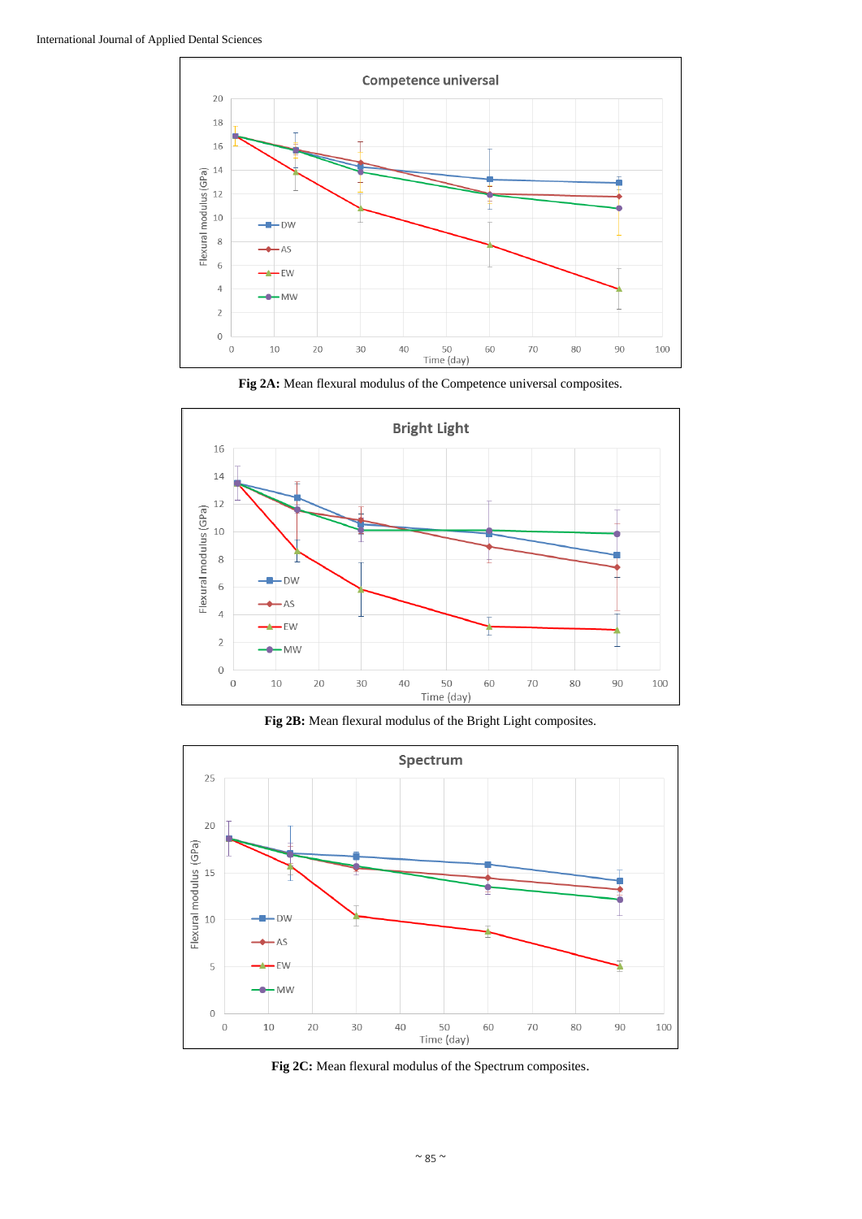**Fig 2A:** Mean flexural modulus of the Competence universal composites.

**Fig 2B:** Mean flexural modulus of the Bright Light composites.

**Fig 2C:** Mean flexural modulus of the Spectrum composites.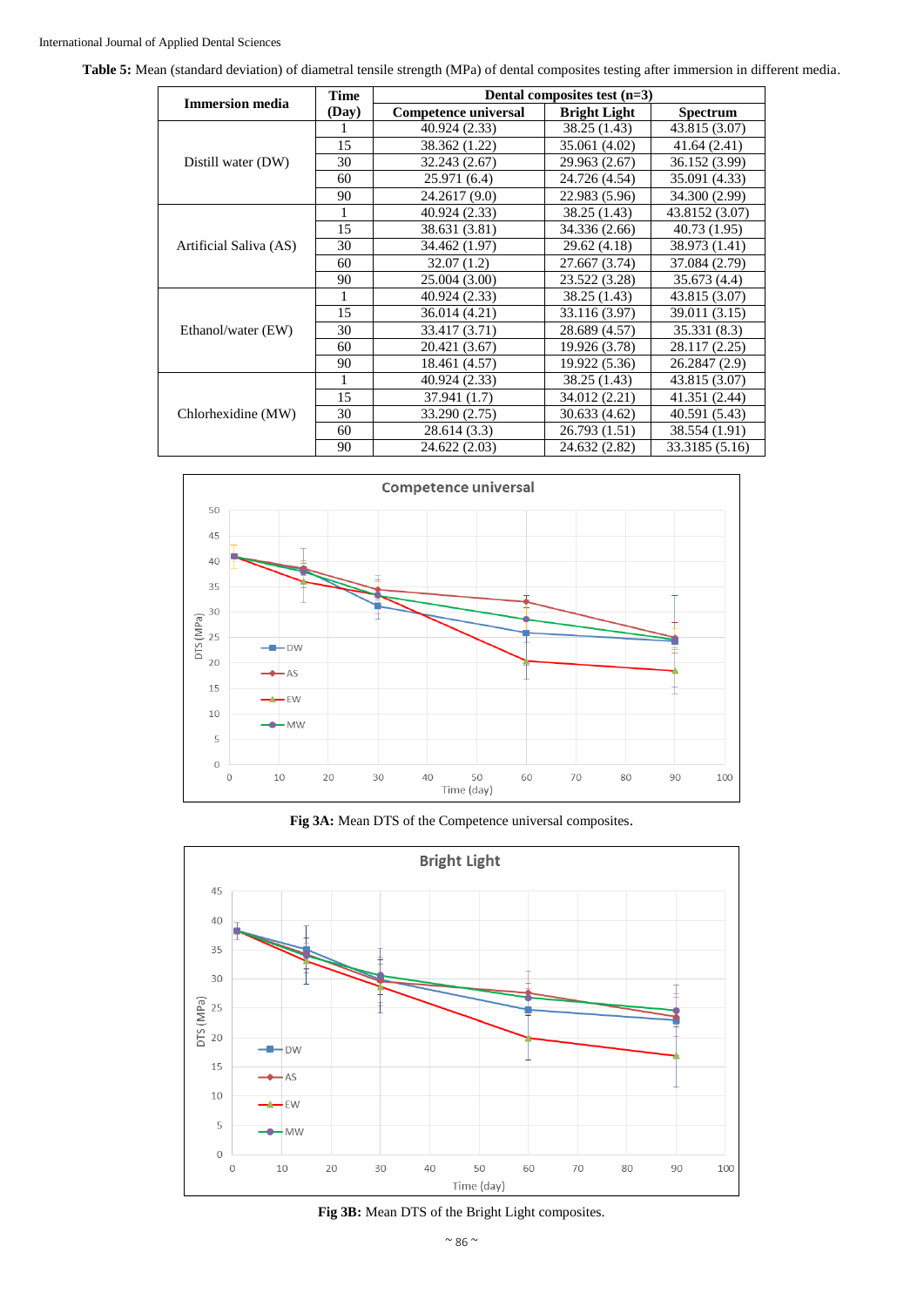**Table 5:** Mean (standard deviation) of diametral tensile strength (MPa) of dental composites testing after immersion in different media.

| Immersion media | Time (Day) | Dental composites test (n=3) | | |
|---|---|---|---|---|
| | | Competence universal | Bright Light | Spectrum |
| Distill water (DW) | 1 | 40.924 (2.33) | 38.25 (1.43) | 43.815 (3.07) |
| | 15 | 38.362 (1.22) | 35.061 (4.02) | 41.64 (2.41) |
| | 30 | 32.243 (2.67) | 29.963 (2.67) | 36.152 (3.99) |
| | 60 | 25.971 (6.4) | 24.726 (4.54) | 35.091 (4.33) |
| | 90 | 24.2617 (9.0) | 22.983 (5.96) | 34.300 (2.99) |
| Artificial Saliva (AS) | 1 | 40.924 (2.33) | 38.25 (1.43) | 43.8152 (3.07) |
| | 15 | 38.631 (3.81) | 34.336 (2.66) | 40.73 (1.95) |
| | 30 | 34.462 (1.97) | 29.62 (4.18) | 38.973 (1.41) |
| | 60 | 32.07 (1.2) | 27.667 (3.74) | 37.084 (2.79) |
| | 90 | 25.004 (3.00) | 23.522 (3.28) | 35.673 (4.4) |
| Ethanol/water (EW) | 1 | 40.924 (2.33) | 38.25 (1.43) | 43.815 (3.07) |
| | 15 | 36.014 (4.21) | 33.116 (3.97) | 39.011 (3.15) |
| | 30 | 33.417 (3.71) | 28.689 (4.57) | 35.331 (8.3) |
| | 60 | 20.421 (3.67) | 19.926 (3.78) | 28.117 (2.25) |
| | 90 | 18.461 (4.57) | 19.922 (5.36) | 26.2847 (2.9) |
| Chlorhexidine (MW) | 1 | 40.924 (2.33) | 38.25 (1.43) | 43.815 (3.07) |
| | 15 | 37.941 (1.7) | 34.012 (2.21) | 41.351 (2.44) |
| | 30 | 33.290 (2.75) | 30.633 (4.62) | 40.591 (5.43) |
| | 60 | 28.614 (3.3) | 26.793 (1.51) | 38.554 (1.91) |
| | 90 | 24.622 (2.03) | 24.632 (2.82) | 33.3185 (5.16) |

**Fig 3A:** Mean DTS of the Competence universal composites.

**Fig 3B:** Mean DTS of the Bright Light composites.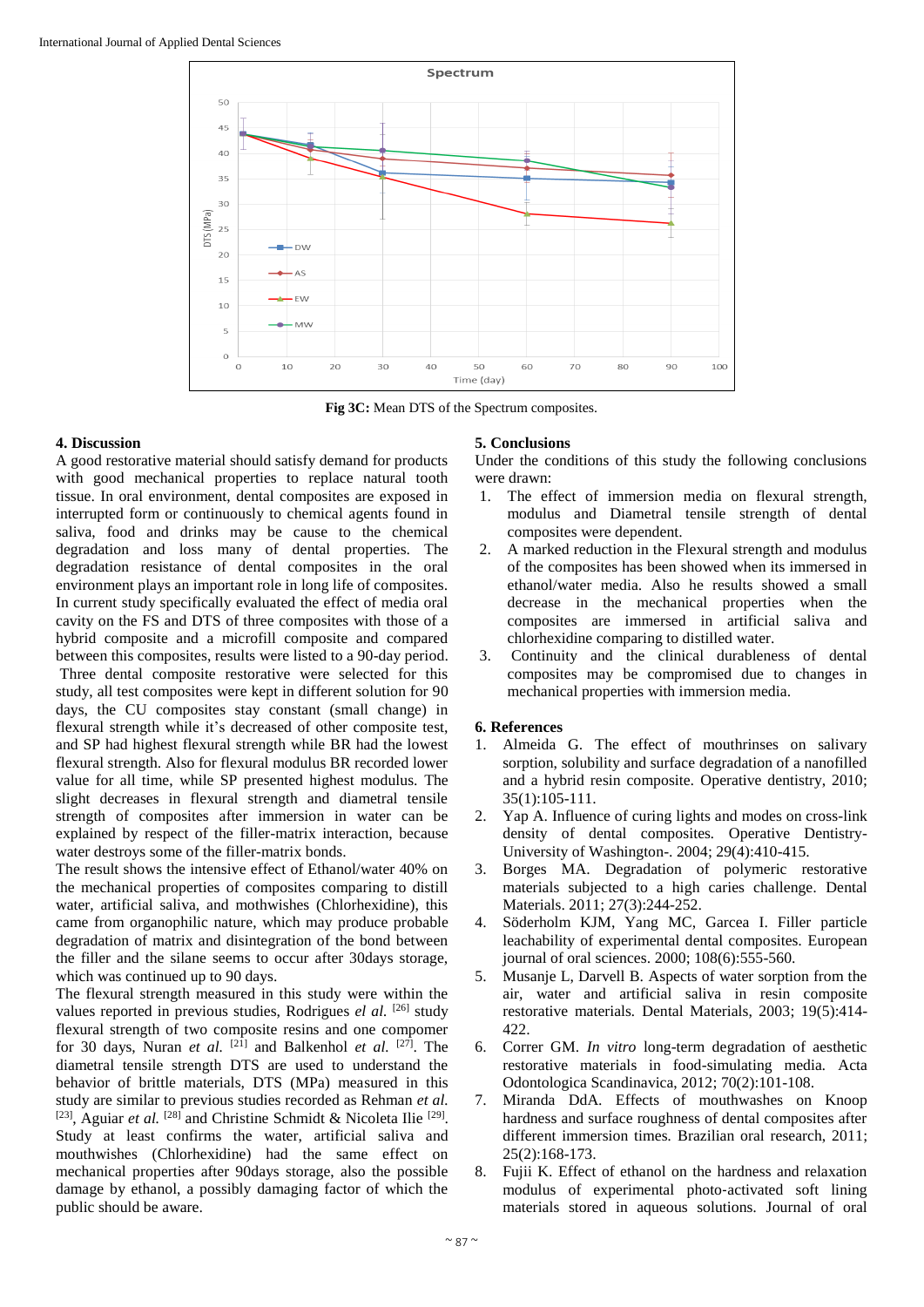Fig 3C: Mean DTS of the Spectrum composites.

## 4. Discussion

A good restorative material should satisfy demand for products with good mechanical properties to replace natural tooth tissue. In oral environment, dental composites are exposed in interrupted form or continuously to chemical agents found in saliva, food and drinks may be cause to the chemical degradation and loss many of dental properties. The degradation resistance of dental composites in the oral environment plays an important role in long life of composites. In current study specifically evaluated the effect of media oral cavity on the FS and DTS of three composites with those of a hybrid composite and a microfill composite and compared between this composites, results were limited to a 90-day period.

Three dental composite restorative were selected for this study, all test composites were kept in different solution for 90 days, the CU composites stay constant (small change) in flexural strength while it's decreased of other composite test, and SP had highest flexural strength while BR had the lowest flexural strength. Also for flexural modulus BR recorded lower value for all time, while SP presented highest modulus. The slight decreases in flexural strength and diametral tensile strength of composites after immersion in water can be explained by respect of the filler-matrix interaction, because water destroys some of the filler-matrix bonds.

The result shows the intensive effect of Ethanol/water 40% on the mechanical properties of composites comparing to distill water, artificial saliva, and mothwishes (Chlorhexidine), this came from organophilic nature, which may produce probable degradation of matrix and disintegration of the bond between the filler and the silane seems to occur after 30days storage, which was continued up to 90 days.

The flexural strength measured in this study were within the values reported in previous studies, Rodrigues *el al.* [26] study flexural strength of two composite resins and one compomer for 30 days, Nuran *et al.* [21] and Balkenhol *et al.* [27]. The diametral tensile strength DTS are used to understand the behavior of brittle materials, DTS (MPa) measured in this study are similar to previous studies recorded as Rehman *et al.* [23], Aguiar *et al.* [28] and Christine Schmidt & Nicoleta Ilie [29]. Study at least confirms the water, artificial saliva and mouthwishes (Chlorhexidine) had the same effect on mechanical properties after 90days storage, also the possible damage by ethanol, a possibly damaging factor of which the public should be aware.

## 5. Conclusions

Under the conditions of this study the following conclusions were drawn:

1. The effect of immersion media on flexural strength, modulus and Diametral tensile strength of dental composites were dependent.
2. A marked reduction in the Flexural strength and modulus of the composites has been showed when its immersed in ethanol/water media. Also he results showed a small decrease in the mechanical properties when the composites are immersed in artificial saliva and chlorhexidine comparing to distilled water.
3. Continuity and the clinical durableness of dental composites may be compromised due to changes in mechanical properties with immersion media.

## 6. References

1. Almeida G. The effect of mouthrinses on salivary sorption, solubility and surface degradation of a nanofilled and a hybrid resin composite. Operative dentistry, 2010; 35(1):105-111.
2. Yap A. Influence of curing lights and modes on cross-link density of dental composites. Operative Dentistry-University of Washington-. 2004; 29(4):410-415.
3. Borges MA. Degradation of polymeric restorative materials subjected to a high caries challenge. Dental Materials. 2011; 27(3):244-252.
4. Söderholm KJM, Yang MC, Garcea I. Filler particle leachability of experimental dental composites. European journal of oral sciences. 2000; 108(6):555-560.
5. Musanje L, Darvell B. Aspects of water sorption from the air, water and artificial saliva in resin composite restorative materials. Dental Materials, 2003; 19(5):414-422.
6. Correr GM. *In vitro* long-term degradation of aesthetic restorative materials in food-simulating media. Acta Odontologica Scandinavica, 2012; 70(2):101-108.
7. Miranda DdA. Effects of mouthwashes on Knoop hardness and surface roughness of dental composites after different immersion times. Brazilian oral research, 2011; 25(2):168-173.
8. Fujii K. Effect of ethanol on the hardness and relaxation modulus of experimental photo-activated soft lining materials stored in aqueous solutions. Journal of oral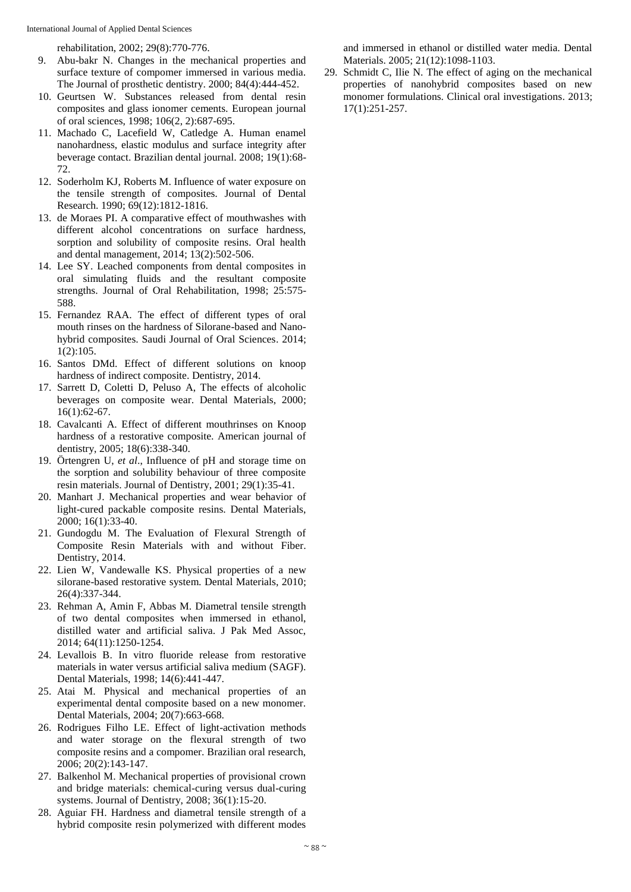rehabilitation, 2002; 29(8):770-776.

9. Abu-bakr N. Changes in the mechanical properties and surface texture of compomer immersed in various media. The Journal of prosthetic dentistry. 2000; 84(4):444-452.
10. Geurtsen W. Substances released from dental resin composites and glass ionomer cements. European journal of oral sciences, 1998; 106(2, 2):687-695.
11. Machado C, Lacefield W, Catledge A. Human enamel nanohardness, elastic modulus and surface integrity after beverage contact. Brazilian dental journal. 2008; 19(1):68-72.
12. Soderholm KJ, Roberts M. Influence of water exposure on the tensile strength of composites. Journal of Dental Research. 1990; 69(12):1812-1816.
13. de Moraes PI. A comparative effect of mouthwashes with different alcohol concentrations on surface hardness, sorption and solubility of composite resins. Oral health and dental management, 2014; 13(2):502-506.
14. Lee SY. Leached components from dental composites in oral simulating fluids and the resultant composite strengths. Journal of Oral Rehabilitation, 1998; 25:575-588.
15. Fernandez RAA. The effect of different types of oral mouth rinses on the hardness of Silorane-based and Nano-hybrid composites. Saudi Journal of Oral Sciences. 2014; 1(2):105.
16. Santos DMd. Effect of different solutions on knoop hardness of indirect composite. Dentistry, 2014.
17. Sarrett D, Coletti D, Peluso A, The effects of alcoholic beverages on composite wear. Dental Materials, 2000; 16(1):62-67.
18. Cavalcanti A. Effect of different mouthrinses on Knoop hardness of a restorative composite. American journal of dentistry, 2005; 18(6):338-340.
19. Örtengren U, *et al*., Influence of pH and storage time on the sorption and solubility behaviour of three composite resin materials. Journal of Dentistry, 2001; 29(1):35-41.
20. Manhart J. Mechanical properties and wear behavior of light-cured packable composite resins. Dental Materials, 2000; 16(1):33-40.
21. Gundogdu M. The Evaluation of Flexural Strength of Composite Resin Materials with and without Fiber. Dentistry, 2014.
22. Lien W, Vandewalle KS. Physical properties of a new silorane-based restorative system. Dental Materials, 2010; 26(4):337-344.
23. Rehman A, Amin F, Abbas M. Diametral tensile strength of two dental composites when immersed in ethanol, distilled water and artificial saliva. J Pak Med Assoc, 2014; 64(11):1250-1254.
24. Levallois B. In vitro fluoride release from restorative materials in water versus artificial saliva medium (SAGF). Dental Materials, 1998; 14(6):441-447.
25. Atai M. Physical and mechanical properties of an experimental dental composite based on a new monomer. Dental Materials, 2004; 20(7):663-668.
26. Rodrigues Filho LE. Effect of light-activation methods and water storage on the flexural strength of two composite resins and a compomer. Brazilian oral research, 2006; 20(2):143-147.
27. Balkenhol M. Mechanical properties of provisional crown and bridge materials: chemical-curing versus dual-curing systems. Journal of Dentistry, 2008; 36(1):15-20.
28. Aguiar FH. Hardness and diametral tensile strength of a hybrid composite resin polymerized with different modes and immersed in ethanol or distilled water media. Dental Materials. 2005; 21(12):1098-1103.
29. Schmidt C, Ilie N. The effect of aging on the mechanical properties of nanohybrid composites based on new monomer formulations. Clinical oral investigations. 2013; 17(1):251-257.